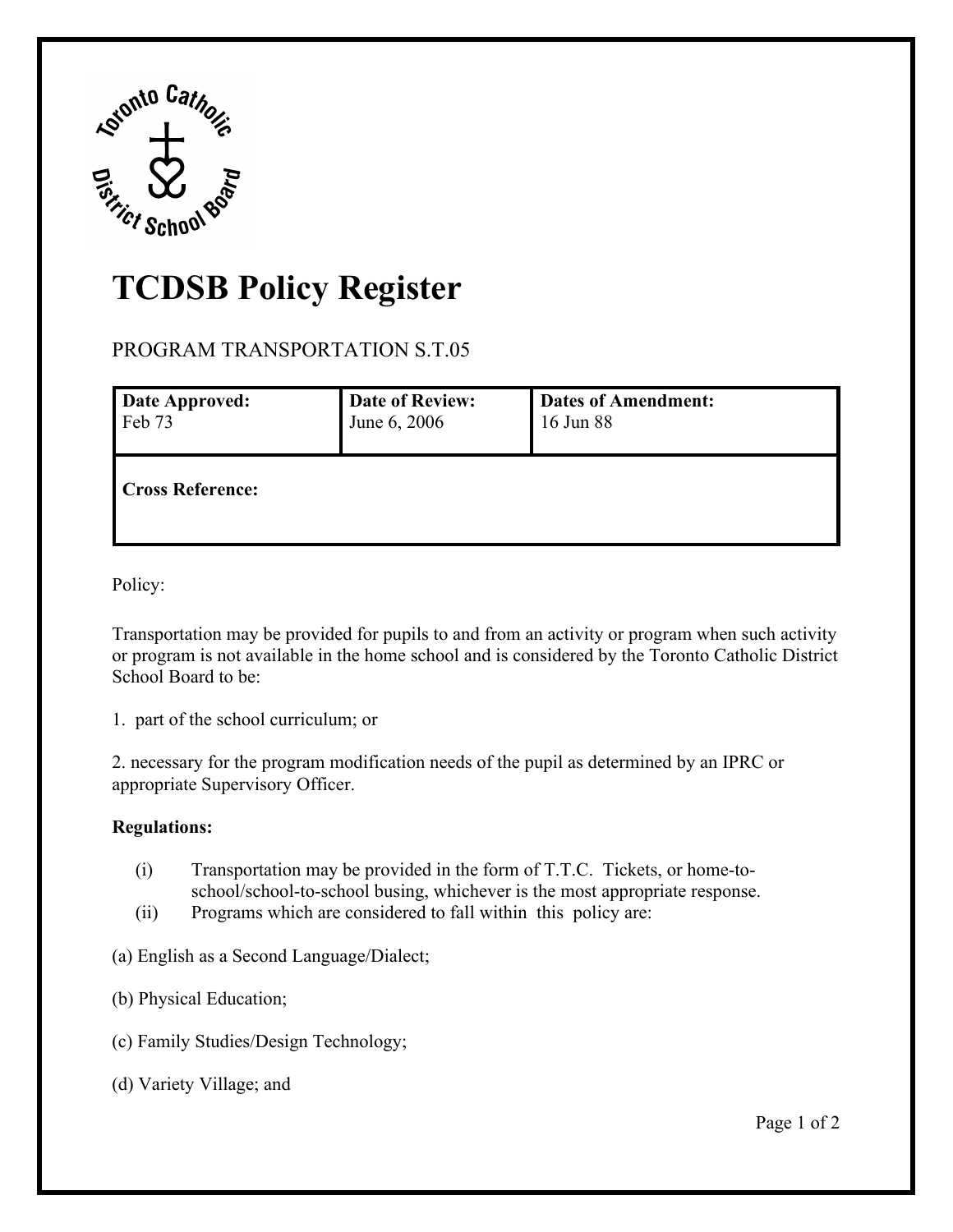# TCDSB Policy Register

PROGRAM TRANSPORTATION S.T.05

| Date Approved: | Date of Review: | Dates of Amendment: |
|---|---|---|
| Feb 73 | June 6, 2006 | 16 Jun 88 |
| **Cross Reference:** | | |

Policy:

Transportation may be provided for pupils to and from an activity or program when such activity or program is not available in the home school and is considered by the Toronto Catholic District School Board to be:

1. part of the school curriculum; or

2. necessary for the program modification needs of the pupil as determined by an IPRC or appropriate Supervisory Officer.

**Regulations:**

(i) Transportation may be provided in the form of T.T.C. Tickets, or home-to-school/school-to-school busing, whichever is the most appropriate response.

(ii) Programs which are considered to fall within this policy are:

(a) English as a Second Language/Dialect;

(b) Physical Education;

(c) Family Studies/Design Technology;

(d) Variety Village; and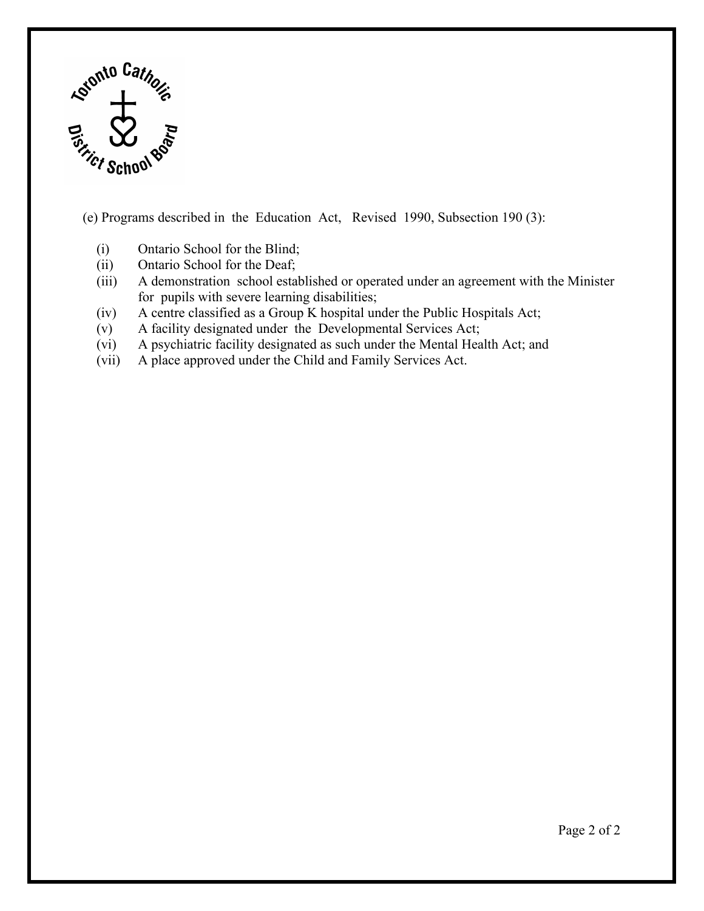(e) Programs described in the Education Act, Revised 1990, Subsection 190 (3):

- (i) Ontario School for the Blind;
- (ii) Ontario School for the Deaf;
- (iii) A demonstration school established or operated under an agreement with the Minister for pupils with severe learning disabilities;
- (iv) A centre classified as a Group K hospital under the Public Hospitals Act;
- (v) A facility designated under the Developmental Services Act;
- (vi) A psychiatric facility designated as such under the Mental Health Act; and
- (vii) A place approved under the Child and Family Services Act.